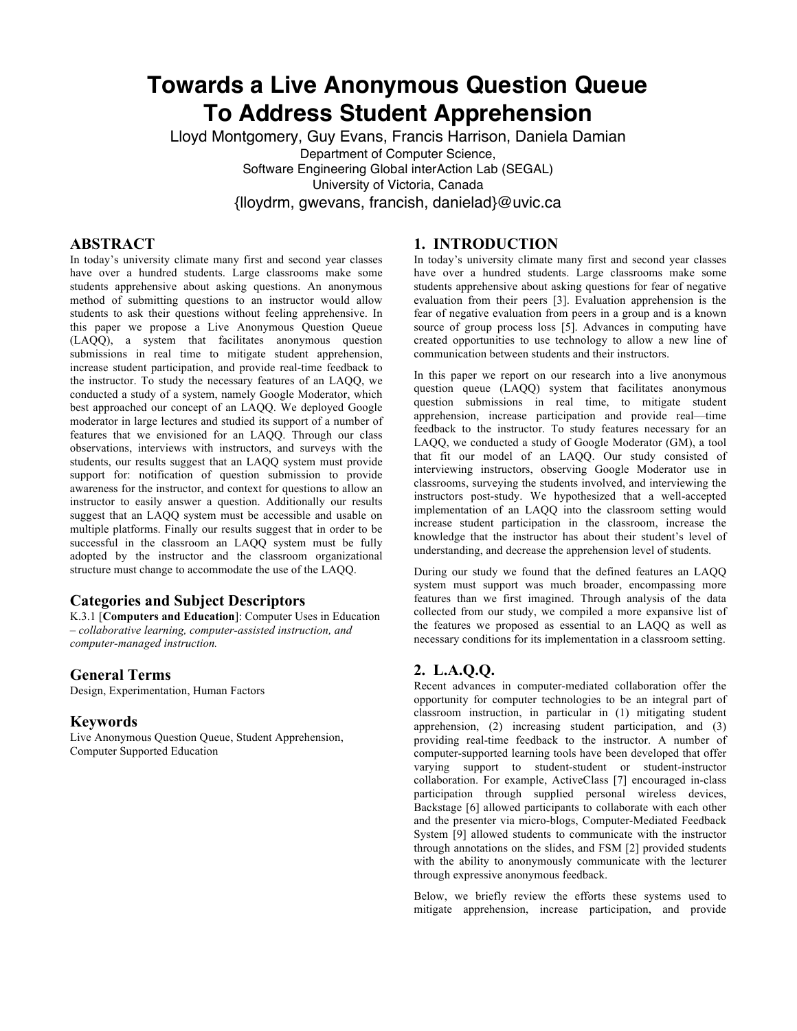# Towards a Live Anonymous Question Queue To Address Student Apprehension

Lloyd Montgomery, Guy Evans, Francis Harrison, Daniela Damian

Department of Computer Science,
Software Engineering Global interAction Lab (SEGAL)
University of Victoria, Canada

{lloydrm, gwevans, francish, danielad}@uvic.ca

## ABSTRACT

In today's university climate many first and second year classes have over a hundred students. Large classrooms make some students apprehensive about asking questions. An anonymous method of submitting questions to an instructor would allow students to ask their questions without feeling apprehensive. In this paper we propose a Live Anonymous Question Queue (LAQQ), a system that facilitates anonymous question submissions in real time to mitigate student apprehension, increase student participation, and provide real-time feedback to the instructor. To study the necessary features of an LAQQ, we conducted a study of a system, namely Google Moderator, which best approached our concept of an LAQQ. We deployed Google moderator in large lectures and studied its support of a number of features that we envisioned for an LAQQ. Through our class observations, interviews with instructors, and surveys with the students, our results suggest that an LAQQ system must provide support for: notification of question submission to provide awareness for the instructor, and context for questions to allow an instructor to easily answer a question. Additionally our results suggest that an LAQQ system must be accessible and usable on multiple platforms. Finally our results suggest that in order to be successful in the classroom an LAQQ system must be fully adopted by the instructor and the classroom organizational structure must change to accommodate the use of the LAQQ.

### Categories and Subject Descriptors

K.3.1 [**Computers and Education**]: Computer Uses in Education – *collaborative learning, computer-assisted instruction, and computer-managed instruction.*

### General Terms

Design, Experimentation, Human Factors

### Keywords

Live Anonymous Question Queue, Student Apprehension, Computer Supported Education

## 1. INTRODUCTION

In today's university climate many first and second year classes have over a hundred students. Large classrooms make some students apprehensive about asking questions for fear of negative evaluation from their peers [3]. Evaluation apprehension is the fear of negative evaluation from peers in a group and is a known source of group process loss [5]. Advances in computing have created opportunities to use technology to allow a new line of communication between students and their instructors.

In this paper we report on our research into a live anonymous question queue (LAQQ) system that facilitates anonymous question submissions in real time, to mitigate student apprehension, increase participation and provide real—time feedback to the instructor. To study features necessary for an LAQQ, we conducted a study of Google Moderator (GM), a tool that fit our model of an LAQQ. Our study consisted of interviewing instructors, observing Google Moderator use in classrooms, surveying the students involved, and interviewing the instructors post-study. We hypothesized that a well-accepted implementation of an LAQQ into the classroom setting would increase student participation in the classroom, increase the knowledge that the instructor has about their student's level of understanding, and decrease the apprehension level of students.

During our study we found that the defined features an LAQQ system must support was much broader, encompassing more features than we first imagined. Through analysis of the data collected from our study, we compiled a more expansive list of the features we proposed as essential to an LAQQ as well as necessary conditions for its implementation in a classroom setting.

## 2. L.A.Q.Q.

Recent advances in computer-mediated collaboration offer the opportunity for computer technologies to be an integral part of classroom instruction, in particular in (1) mitigating student apprehension, (2) increasing student participation, and (3) providing real-time feedback to the instructor. A number of computer-supported learning tools have been developed that offer varying support to student-student or student-instructor collaboration. For example, ActiveClass [7] encouraged in-class participation through supplied personal wireless devices, Backstage [6] allowed participants to collaborate with each other and the presenter via micro-blogs, Computer-Mediated Feedback System [9] allowed students to communicate with the instructor through annotations on the slides, and FSM [2] provided students with the ability to anonymously communicate with the lecturer through expressive anonymous feedback.

Below, we briefly review the efforts these systems used to mitigate apprehension, increase participation, and provide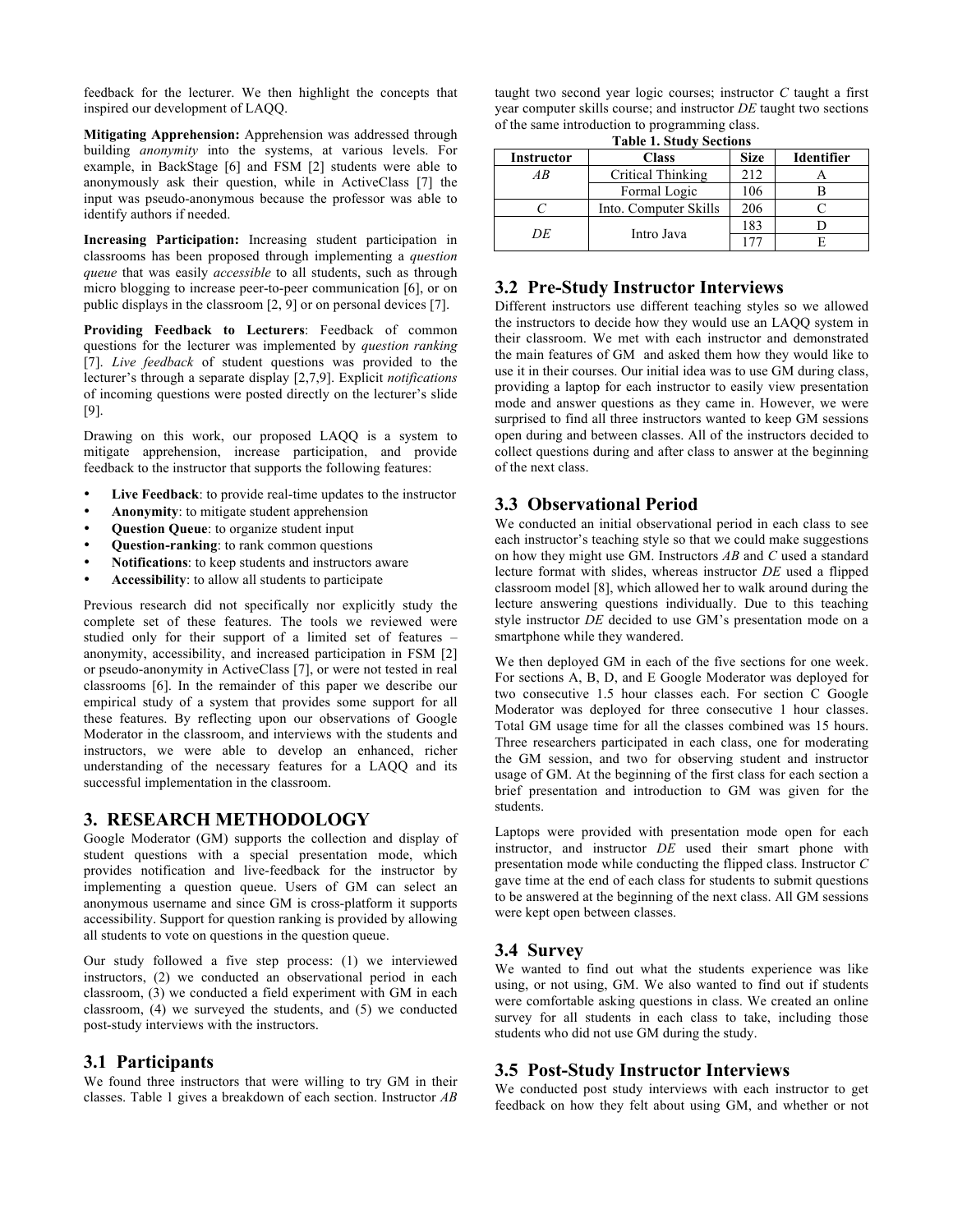feedback for the lecturer. We then highlight the concepts that inspired our development of LAQQ.

**Mitigating Apprehension:** Apprehension was addressed through building *anonymity* into the systems, at various levels. For example, in BackStage [6] and FSM [2] students were able to anonymously ask their question, while in ActiveClass [7] the input was pseudo-anonymous because the professor was able to identify authors if needed.

**Increasing Participation:** Increasing student participation in classrooms has been proposed through implementing a *question queue* that was easily *accessible* to all students, such as through micro blogging to increase peer-to-peer communication [6], or on public displays in the classroom [2, 9] or on personal devices [7].

**Providing Feedback to Lecturers**: Feedback of common questions for the lecturer was implemented by *question ranking* [7]. *Live feedback* of student questions was provided to the lecturer's through a separate display [2,7,9]. Explicit *notifications* of incoming questions were posted directly on the lecturer's slide [9].

Drawing on this work, our proposed LAQQ is a system to mitigate apprehension, increase participation, and provide feedback to the instructor that supports the following features:

- **Live Feedback**: to provide real-time updates to the instructor
- **Anonymity**: to mitigate student apprehension
- **Question Queue**: to organize student input
- **Question-ranking**: to rank common questions
- **Notifications**: to keep students and instructors aware
- **Accessibility**: to allow all students to participate

Previous research did not specifically nor explicitly study the complete set of these features. The tools we reviewed were studied only for their support of a limited set of features – anonymity, accessibility, and increased participation in FSM [2] or pseudo-anonymity in ActiveClass [7], or were not tested in real classrooms [6]. In the remainder of this paper we describe our empirical study of a system that provides some support for all these features. By reflecting upon our observations of Google Moderator in the classroom, and interviews with the students and instructors, we were able to develop an enhanced, richer understanding of the necessary features for a LAQQ and its successful implementation in the classroom.

## 3. RESEARCH METHODOLOGY

Google Moderator (GM) supports the collection and display of student questions with a special presentation mode, which provides notification and live-feedback for the instructor by implementing a question queue. Users of GM can select an anonymous username and since GM is cross-platform it supports accessibility. Support for question ranking is provided by allowing all students to vote on questions in the question queue.

Our study followed a five step process: (1) we interviewed instructors, (2) we conducted an observational period in each classroom, (3) we conducted a field experiment with GM in each classroom, (4) we surveyed the students, and (5) we conducted post-study interviews with the instructors.

### 3.1 Participants

We found three instructors that were willing to try GM in their classes. Table 1 gives a breakdown of each section. Instructor *AB* taught two second year logic courses; instructor *C* taught a first year computer skills course; and instructor *DE* taught two sections of the same introduction to programming class.

**Table 1. Study Sections**

| Instructor | Class | Size | Identifier |
|---|---|---|---|
| *AB* | Critical Thinking | 212 | A |
| | Formal Logic | 106 | B |
| *C* | Into. Computer Skills | 206 | C |
| *DE* | Intro Java | 183 | D |
| | | 177 | E |

### 3.2 Pre-Study Instructor Interviews

Different instructors use different teaching styles so we allowed the instructors to decide how they would use an LAQQ system in their classroom. We met with each instructor and demonstrated the main features of GM and asked them how they would like to use it in their courses. Our initial idea was to use GM during class, providing a laptop for each instructor to easily view presentation mode and answer questions as they came in. However, we were surprised to find all three instructors wanted to keep GM sessions open during and between classes. All of the instructors decided to collect questions during and after class to answer at the beginning of the next class.

### 3.3 Observational Period

We conducted an initial observational period in each class to see each instructor's teaching style so that we could make suggestions on how they might use GM. Instructors *AB* and *C* used a standard lecture format with slides, whereas instructor *DE* used a flipped classroom model [8], which allowed her to walk around during the lecture answering questions individually. Due to this teaching style instructor *DE* decided to use GM's presentation mode on a smartphone while they wandered.

We then deployed GM in each of the five sections for one week. For sections A, B, D, and E Google Moderator was deployed for two consecutive 1.5 hour classes each. For section C Google Moderator was deployed for three consecutive 1 hour classes. Total GM usage time for all the classes combined was 15 hours. Three researchers participated in each class, one for moderating the GM session, and two for observing student and instructor usage of GM. At the beginning of the first class for each section a brief presentation and introduction to GM was given for the students.

Laptops were provided with presentation mode open for each instructor, and instructor *DE* used their smart phone with presentation mode while conducting the flipped class. Instructor *C* gave time at the end of each class for students to submit questions to be answered at the beginning of the next class. All GM sessions were kept open between classes.

### 3.4 Survey

We wanted to find out what the students experience was like using, or not using, GM. We also wanted to find out if students were comfortable asking questions in class. We created an online survey for all students in each class to take, including those students who did not use GM during the study.

### 3.5 Post-Study Instructor Interviews

We conducted post study interviews with each instructor to get feedback on how they felt about using GM, and whether or not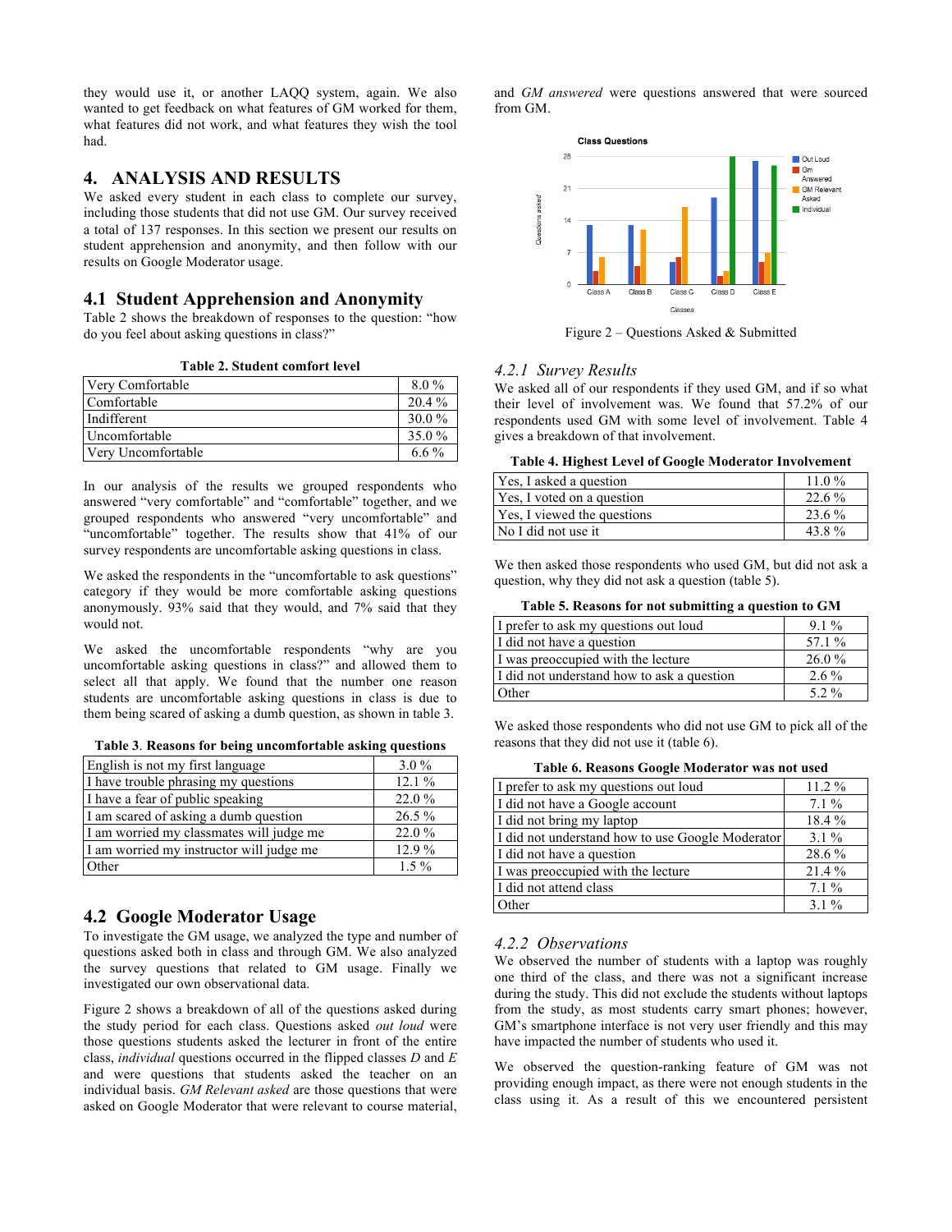they would use it, or another LAQQ system, again. We also wanted to get feedback on what features of GM worked for them, what features did not work, and what features they wish the tool had.

## 4. ANALYSIS AND RESULTS

We asked every student in each class to complete our survey, including those students that did not use GM. Our survey received a total of 137 responses. In this section we present our results on student apprehension and anonymity, and then follow with our results on Google Moderator usage.

### 4.1 Student Apprehension and Anonymity

Table 2 shows the breakdown of responses to the question: "how do you feel about asking questions in class?"

**Table 2. Student comfort level**

| | |
|---|---|
| Very Comfortable | 8.0 % |
| Comfortable | 20.4 % |
| Indifferent | 30.0 % |
| Uncomfortable | 35.0 % |
| Very Uncomfortable | 6.6 % |

In our analysis of the results we grouped respondents who answered "very comfortable" and "comfortable" together, and we grouped respondents who answered "very uncomfortable" and "uncomfortable" together. The results show that 41% of our survey respondents are uncomfortable asking questions in class.

We asked the respondents in the "uncomfortable to ask questions" category if they would be more comfortable asking questions anonymously. 93% said that they would, and 7% said that they would not.

We asked the uncomfortable respondents "why are you uncomfortable asking questions in class?" and allowed them to select all that apply. We found that the number one reason students are uncomfortable asking questions in class is due to them being scared of asking a dumb question, as shown in table 3.

**Table 3. Reasons for being uncomfortable asking questions**

| | |
|---|---|
| English is not my first language | 3.0 % |
| I have trouble phrasing my questions | 12.1 % |
| I have a fear of public speaking | 22.0 % |
| I am scared of asking a dumb question | 26.5 % |
| I am worried my classmates will judge me | 22.0 % |
| I am worried my instructor will judge me | 12.9 % |
| Other | 1.5 % |

### 4.2 Google Moderator Usage

To investigate the GM usage, we analyzed the type and number of questions asked both in class and through GM. We also analyzed the survey questions that related to GM usage. Finally we investigated our own observational data.

Figure 2 shows a breakdown of all of the questions asked during the study period for each class. Questions asked *out loud* were those questions students asked the lecturer in front of the entire class, *individual* questions occurred in the flipped classes *D* and *E* and were questions that students asked the teacher on an individual basis. *GM Relevant asked* are those questions that were asked on Google Moderator that were relevant to course material, and *GM answered* were questions answered that were sourced from GM.

Figure 2 – Questions Asked & Submitted

#### 4.2.1 Survey Results

We asked all of our respondents if they used GM, and if so what their level of involvement was. We found that 57.2% of our respondents used GM with some level of involvement. Table 4 gives a breakdown of that involvement.

**Table 4. Highest Level of Google Moderator Involvement**

| | |
|---|---|
| Yes, I asked a question | 11.0 % |
| Yes, I voted on a question | 22.6 % |
| Yes, I viewed the questions | 23.6 % |
| No I did not use it | 43.8 % |

We then asked those respondents who used GM, but did not ask a question, why they did not ask a question (table 5).

**Table 5. Reasons for not submitting a question to GM**

| | |
|---|---|
| I prefer to ask my questions out loud | 9.1 % |
| I did not have a question | 57.1 % |
| I was preoccupied with the lecture | 26.0 % |
| I did not understand how to ask a question | 2.6 % |
| Other | 5.2 % |

We asked those respondents who did not use GM to pick all of the reasons that they did not use it (table 6).

**Table 6. Reasons Google Moderator was not used**

| | |
|---|---|
| I prefer to ask my questions out loud | 11.2 % |
| I did not have a Google account | 7.1 % |
| I did not bring my laptop | 18.4 % |
| I did not understand how to use Google Moderator | 3.1 % |
| I did not have a question | 28.6 % |
| I was preoccupied with the lecture | 21.4 % |
| I did not attend class | 7.1 % |
| Other | 3.1 % |

#### 4.2.2 Observations

We observed the number of students with a laptop was roughly one third of the class, and there was not a significant increase during the study. This did not exclude the students without laptops from the study, as most students carry smart phones; however, GM's smartphone interface is not very user friendly and this may have impacted the number of students who used it.

We observed the question-ranking feature of GM was not providing enough impact, as there were not enough students in the class using it. As a result of this we encountered persistent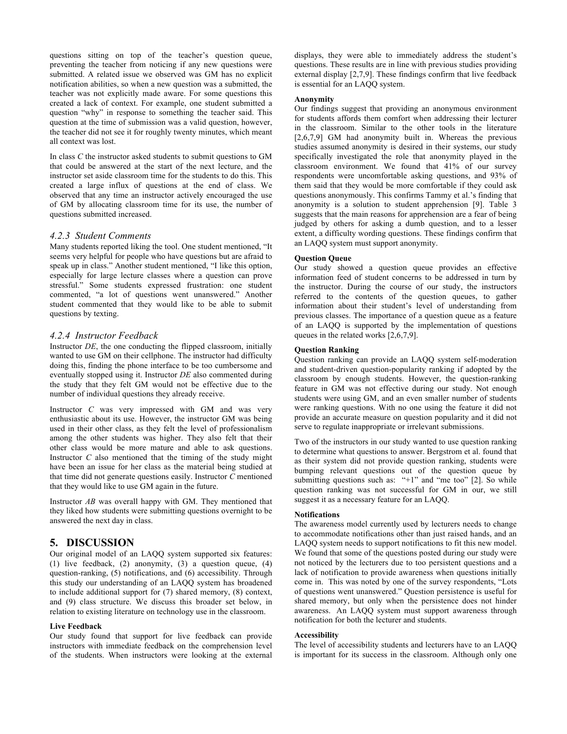questions sitting on top of the teacher's question queue, preventing the teacher from noticing if any new questions were submitted. A related issue we observed was GM has no explicit notification abilities, so when a new question was a submitted, the teacher was not explicitly made aware. For some questions this created a lack of context. For example, one student submitted a question "why" in response to something the teacher said. This question at the time of submission was a valid question, however, the teacher did not see it for roughly twenty minutes, which meant all context was lost.

In class *C* the instructor asked students to submit questions to GM that could be answered at the start of the next lecture, and the instructor set aside classroom time for the students to do this. This created a large influx of questions at the end of class. We observed that any time an instructor actively encouraged the use of GM by allocating classroom time for its use, the number of questions submitted increased.

### *4.2.3 Student Comments*

Many students reported liking the tool. One student mentioned, "It seems very helpful for people who have questions but are afraid to speak up in class." Another student mentioned, "I like this option, especially for large lecture classes where a question can prove stressful." Some students expressed frustration: one student commented, "a lot of questions went unanswered." Another student commented that they would like to be able to submit questions by texting.

### *4.2.4 Instructor Feedback*

Instructor *DE*, the one conducting the flipped classroom, initially wanted to use GM on their cellphone. The instructor had difficulty doing this, finding the phone interface to be too cumbersome and eventually stopped using it. Instructor *DE* also commented during the study that they felt GM would not be effective due to the number of individual questions they already receive.

Instructor *C* was very impressed with GM and was very enthusiastic about its use. However, the instructor GM was being used in their other class, as they felt the level of professionalism among the other students was higher. They also felt that their other class would be more mature and able to ask questions. Instructor *C* also mentioned that the timing of the study might have been an issue for her class as the material being studied at that time did not generate questions easily. Instructor *C* mentioned that they would like to use GM again in the future.

Instructor *AB* was overall happy with GM. They mentioned that they liked how students were submitting questions overnight to be answered the next day in class.

## 5. DISCUSSION

Our original model of an LAQQ system supported six features: (1) live feedback, (2) anonymity, (3) a question queue, (4) question-ranking, (5) notifications, and (6) accessibility. Through this study our understanding of an LAQQ system has broadened to include additional support for (7) shared memory, (8) context, and (9) class structure. We discuss this broader set below, in relation to existing literature on technology use in the classroom.

**Live Feedback**

Our study found that support for live feedback can provide instructors with immediate feedback on the comprehension level of the students. When instructors were looking at the external displays, they were able to immediately address the student's questions. These results are in line with previous studies providing external display [2,7,9]. These findings confirm that live feedback is essential for an LAQQ system.

**Anonymity**

Our findings suggest that providing an anonymous environment for students affords them comfort when addressing their lecturer in the classroom. Similar to the other tools in the literature [2,6,7,9] GM had anonymity built in. Whereas the previous studies assumed anonymity is desired in their systems, our study specifically investigated the role that anonymity played in the classroom environment. We found that 41% of our survey respondents were uncomfortable asking questions, and 93% of them said that they would be more comfortable if they could ask questions anonymously. This confirms Tammy et al.'s finding that anonymity is a solution to student apprehension [9]. Table 3 suggests that the main reasons for apprehension are a fear of being judged by others for asking a dumb question, and to a lesser extent, a difficulty wording questions. These findings confirm that an LAQQ system must support anonymity.

**Question Queue**

Our study showed a question queue provides an effective information feed of student concerns to be addressed in turn by the instructor. During the course of our study, the instructors referred to the contents of the question queues, to gather information about their student's level of understanding from previous classes. The importance of a question queue as a feature of an LAQQ is supported by the implementation of questions queues in the related works [2,6,7,9].

**Question Ranking**

Question ranking can provide an LAQQ system self-moderation and student-driven question-popularity ranking if adopted by the classroom by enough students. However, the question-ranking feature in GM was not effective during our study. Not enough students were using GM, and an even smaller number of students were ranking questions. With no one using the feature it did not provide an accurate measure on question popularity and it did not serve to regulate inappropriate or irrelevant submissions.

Two of the instructors in our study wanted to use question ranking to determine what questions to answer. Bergstrom et al. found that as their system did not provide question ranking, students were bumping relevant questions out of the question queue by submitting questions such as: "+1" and "me too" [2]. So while question ranking was not successful for GM in our, we still suggest it as a necessary feature for an LAQQ.

**Notifications**

The awareness model currently used by lecturers needs to change to accommodate notifications other than just raised hands, and an LAQQ system needs to support notifications to fit this new model. We found that some of the questions posted during our study were not noticed by the lecturers due to too persistent questions and a lack of notification to provide awareness when questions initially come in. This was noted by one of the survey respondents, "Lots of questions went unanswered." Question persistence is useful for shared memory, but only when the persistence does not hinder awareness. An LAQQ system must support awareness through notification for both the lecturer and students.

**Accessibility**

The level of accessibility students and lecturers have to an LAQQ is important for its success in the classroom. Although only one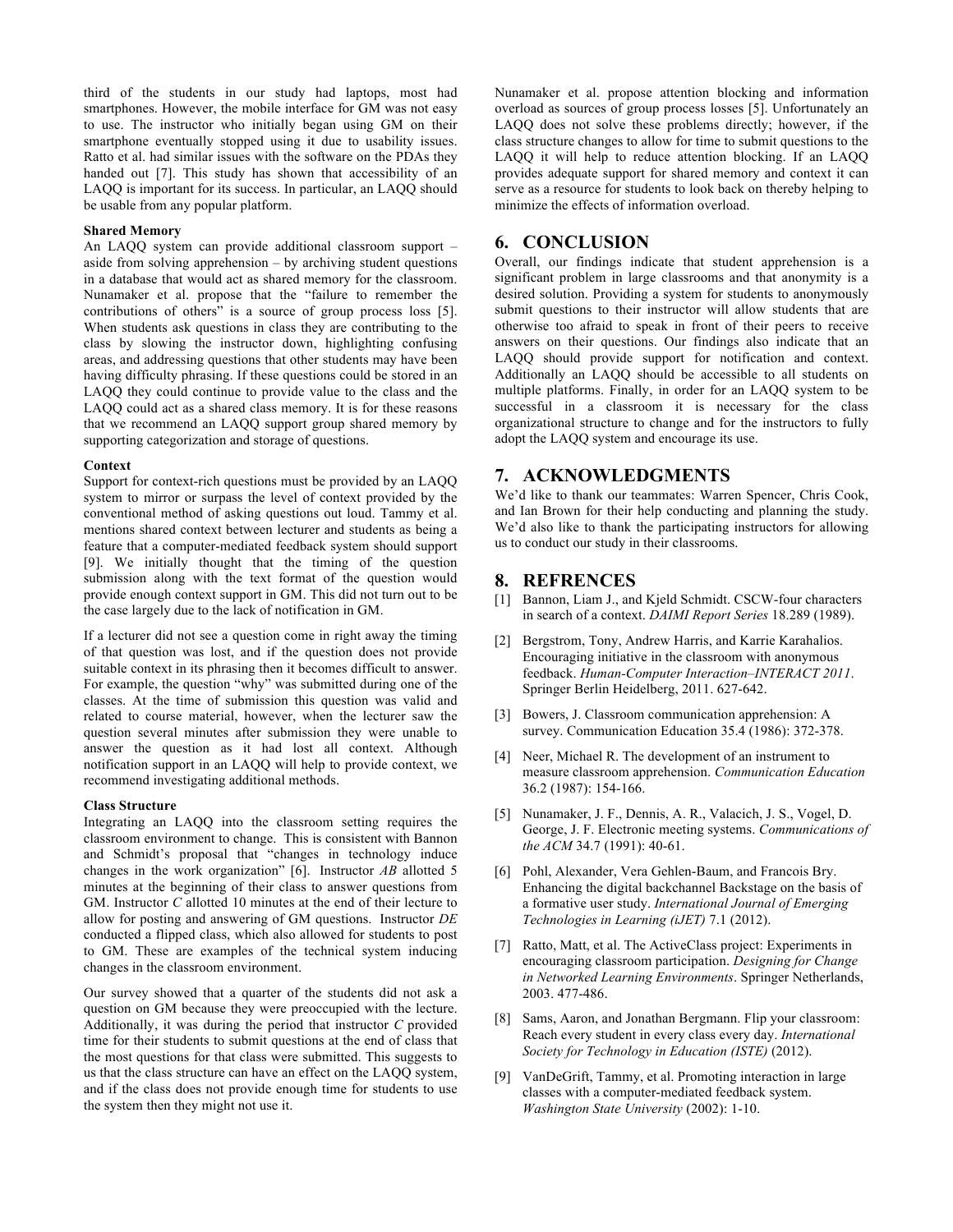third of the students in our study had laptops, most had smartphones. However, the mobile interface for GM was not easy to use. The instructor who initially began using GM on their smartphone eventually stopped using it due to usability issues. Ratto et al. had similar issues with the software on the PDAs they handed out [7]. This study has shown that accessibility of an LAQQ is important for its success. In particular, an LAQQ should be usable from any popular platform.

**Shared Memory**

An LAQQ system can provide additional classroom support – aside from solving apprehension – by archiving student questions in a database that would act as shared memory for the classroom. Nunamaker et al. propose that the "failure to remember the contributions of others" is a source of group process loss [5]. When students ask questions in class they are contributing to the class by slowing the instructor down, highlighting confusing areas, and addressing questions that other students may have been having difficulty phrasing. If these questions could be stored in an LAQQ they could continue to provide value to the class and the LAQQ could act as a shared class memory. It is for these reasons that we recommend an LAQQ support group shared memory by supporting categorization and storage of questions.

**Context**

Support for context-rich questions must be provided by an LAQQ system to mirror or surpass the level of context provided by the conventional method of asking questions out loud. Tammy et al. mentions shared context between lecturer and students as being a feature that a computer-mediated feedback system should support [9]. We initially thought that the timing of the question submission along with the text format of the question would provide enough context support in GM. This did not turn out to be the case largely due to the lack of notification in GM.

If a lecturer did not see a question come in right away the timing of that question was lost, and if the question does not provide suitable context in its phrasing then it becomes difficult to answer. For example, the question "why" was submitted during one of the classes. At the time of submission this question was valid and related to course material, however, when the lecturer saw the question several minutes after submission they were unable to answer the question as it had lost all context. Although notification support in an LAQQ will help to provide context, we recommend investigating additional methods.

**Class Structure**

Integrating an LAQQ into the classroom setting requires the classroom environment to change. This is consistent with Bannon and Schmidt's proposal that "changes in technology induce changes in the work organization" [6]. Instructor *AB* allotted 5 minutes at the beginning of their class to answer questions from GM. Instructor *C* allotted 10 minutes at the end of their lecture to allow for posting and answering of GM questions. Instructor *DE* conducted a flipped class, which also allowed for students to post to GM. These are examples of the technical system inducing changes in the classroom environment.

Our survey showed that a quarter of the students did not ask a question on GM because they were preoccupied with the lecture. Additionally, it was during the period that instructor *C* provided time for their students to submit questions at the end of class that the most questions for that class were submitted. This suggests to us that the class structure can have an effect on the LAQQ system, and if the class does not provide enough time for students to use the system then they might not use it.

Nunamaker et al. propose attention blocking and information overload as sources of group process losses [5]. Unfortunately an LAQQ does not solve these problems directly; however, if the class structure changes to allow for time to submit questions to the LAQQ it will help to reduce attention blocking. If an LAQQ provides adequate support for shared memory and context it can serve as a resource for students to look back on thereby helping to minimize the effects of information overload.

## 6. CONCLUSION

Overall, our findings indicate that student apprehension is a significant problem in large classrooms and that anonymity is a desired solution. Providing a system for students to anonymously submit questions to their instructor will allow students that are otherwise too afraid to speak in front of their peers to receive answers on their questions. Our findings also indicate that an LAQQ should provide support for notification and context. Additionally an LAQQ should be accessible to all students on multiple platforms. Finally, in order for an LAQQ system to be successful in a classroom it is necessary for the class organizational structure to change and for the instructors to fully adopt the LAQQ system and encourage its use.

## 7. ACKNOWLEDGMENTS

We'd like to thank our teammates: Warren Spencer, Chris Cook, and Ian Brown for their help conducting and planning the study. We'd also like to thank the participating instructors for allowing us to conduct our study in their classrooms.

## 8. REFRENCES

[1] Bannon, Liam J., and Kjeld Schmidt. CSCW-four characters in search of a context. *DAIMI Report Series* 18.289 (1989).

[2] Bergstrom, Tony, Andrew Harris, and Karrie Karahalios. Encouraging initiative in the classroom with anonymous feedback. *Human-Computer Interaction–INTERACT 2011*. Springer Berlin Heidelberg, 2011. 627-642.

[3] Bowers, J. Classroom communication apprehension: A survey. Communication Education 35.4 (1986): 372-378.

[4] Neer, Michael R. The development of an instrument to measure classroom apprehension. *Communication Education* 36.2 (1987): 154-166.

[5] Nunamaker, J. F., Dennis, A. R., Valacich, J. S., Vogel, D. George, J. F. Electronic meeting systems. *Communications of the ACM* 34.7 (1991): 40-61.

[6] Pohl, Alexander, Vera Gehlen-Baum, and Francois Bry. Enhancing the digital backchannel Backstage on the basis of a formative user study. *International Journal of Emerging Technologies in Learning (iJET)* 7.1 (2012).

[7] Ratto, Matt, et al. The ActiveClass project: Experiments in encouraging classroom participation. *Designing for Change in Networked Learning Environments*. Springer Netherlands, 2003. 477-486.

[8] Sams, Aaron, and Jonathan Bergmann. Flip your classroom: Reach every student in every class every day. *International Society for Technology in Education (ISTE)* (2012).

[9] VanDeGrift, Tammy, et al. Promoting interaction in large classes with a computer-mediated feedback system. *Washington State University* (2002): 1-10.